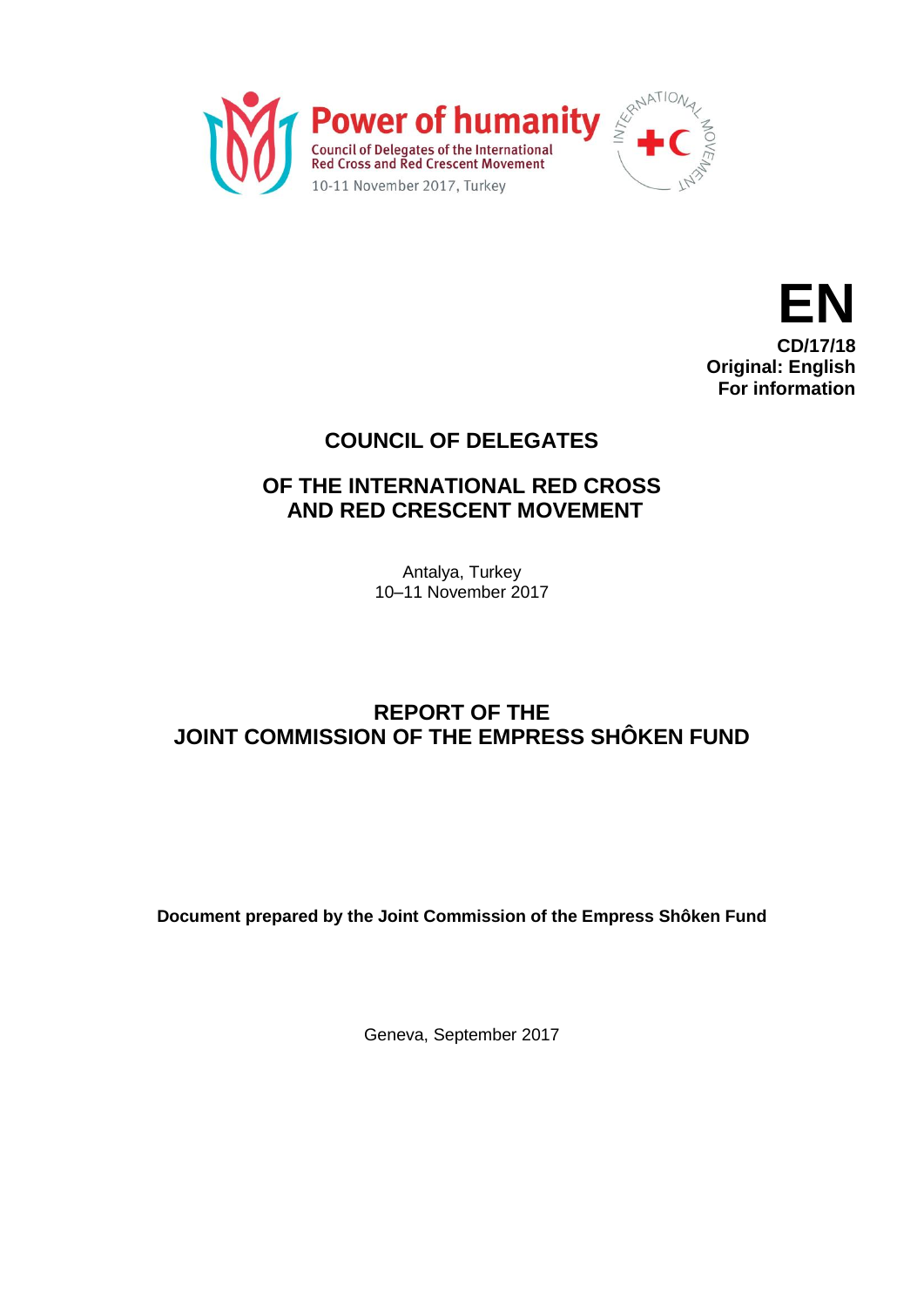Power of humanity

Council of Delegates of the International Red Cross and Red Crescent Movement

10-11 November 2017, Turkey

**EN**
**CD/17/18**
**Original: English**
**For information**

# COUNCIL OF DELEGATES

# OF THE INTERNATIONAL RED CROSS AND RED CRESCENT MOVEMENT

Antalya, Turkey
10–11 November 2017

# REPORT OF THE JOINT COMMISSION OF THE EMPRESS SHÔKEN FUND

**Document prepared by the Joint Commission of the Empress Shôken Fund**

Geneva, September 2017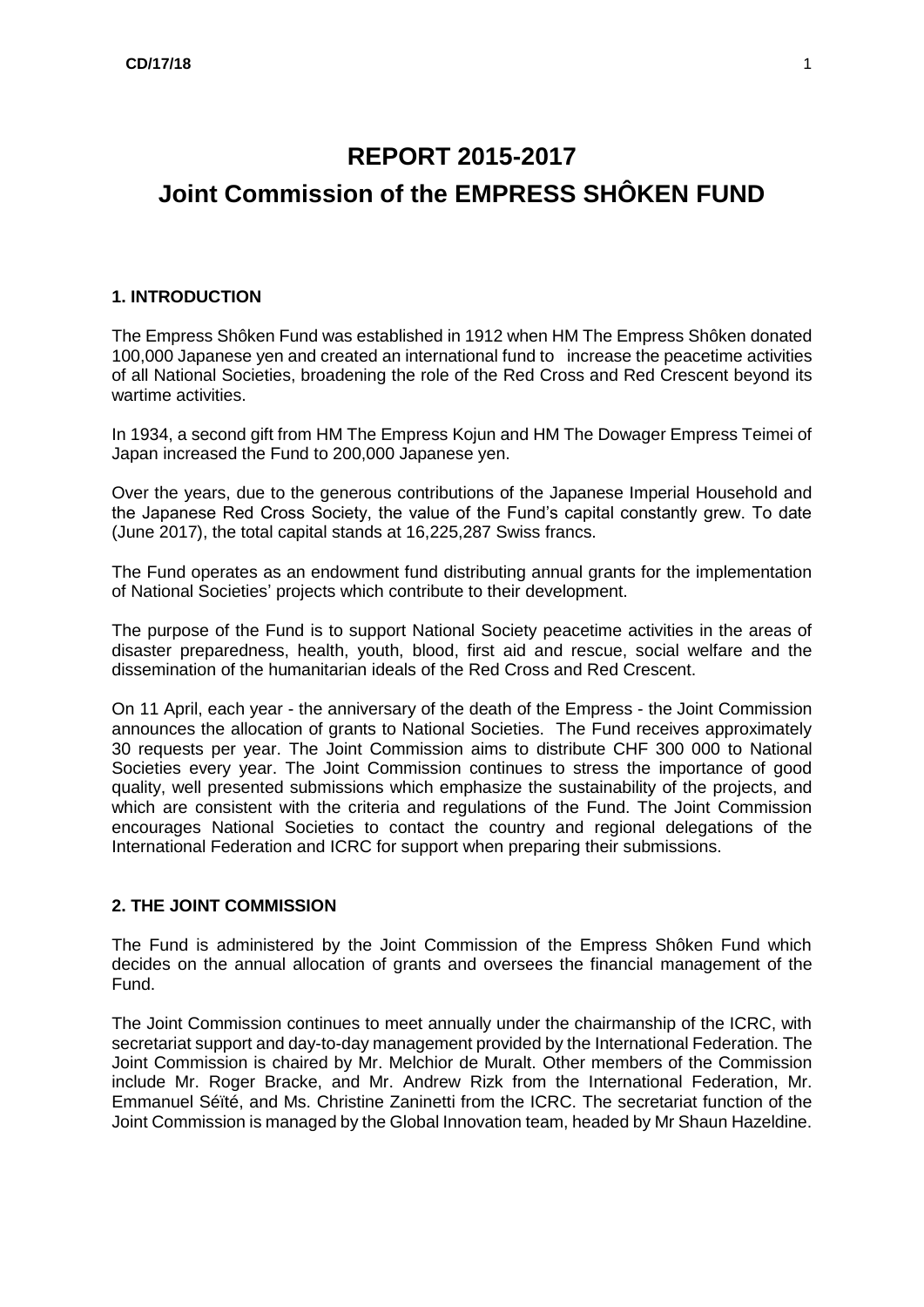# REPORT 2015-2017

# Joint Commission of the EMPRESS SHÔKEN FUND

## 1. INTRODUCTION

The Empress Shôken Fund was established in 1912 when HM The Empress Shôken donated 100,000 Japanese yen and created an international fund to increase the peacetime activities of all National Societies, broadening the role of the Red Cross and Red Crescent beyond its wartime activities.

In 1934, a second gift from HM The Empress Kojun and HM The Dowager Empress Teimei of Japan increased the Fund to 200,000 Japanese yen.

Over the years, due to the generous contributions of the Japanese Imperial Household and the Japanese Red Cross Society, the value of the Fund's capital constantly grew. To date (June 2017), the total capital stands at 16,225,287 Swiss francs.

The Fund operates as an endowment fund distributing annual grants for the implementation of National Societies' projects which contribute to their development.

The purpose of the Fund is to support National Society peacetime activities in the areas of disaster preparedness, health, youth, blood, first aid and rescue, social welfare and the dissemination of the humanitarian ideals of the Red Cross and Red Crescent.

On 11 April, each year - the anniversary of the death of the Empress - the Joint Commission announces the allocation of grants to National Societies. The Fund receives approximately 30 requests per year. The Joint Commission aims to distribute CHF 300 000 to National Societies every year. The Joint Commission continues to stress the importance of good quality, well presented submissions which emphasize the sustainability of the projects, and which are consistent with the criteria and regulations of the Fund. The Joint Commission encourages National Societies to contact the country and regional delegations of the International Federation and ICRC for support when preparing their submissions.

## 2. THE JOINT COMMISSION

The Fund is administered by the Joint Commission of the Empress Shôken Fund which decides on the annual allocation of grants and oversees the financial management of the Fund.

The Joint Commission continues to meet annually under the chairmanship of the ICRC, with secretariat support and day-to-day management provided by the International Federation. The Joint Commission is chaired by Mr. Melchior de Muralt. Other members of the Commission include Mr. Roger Bracke, and Mr. Andrew Rizk from the International Federation, Mr. Emmanuel Séïté, and Ms. Christine Zaninetti from the ICRC. The secretariat function of the Joint Commission is managed by the Global Innovation team, headed by Mr Shaun Hazeldine.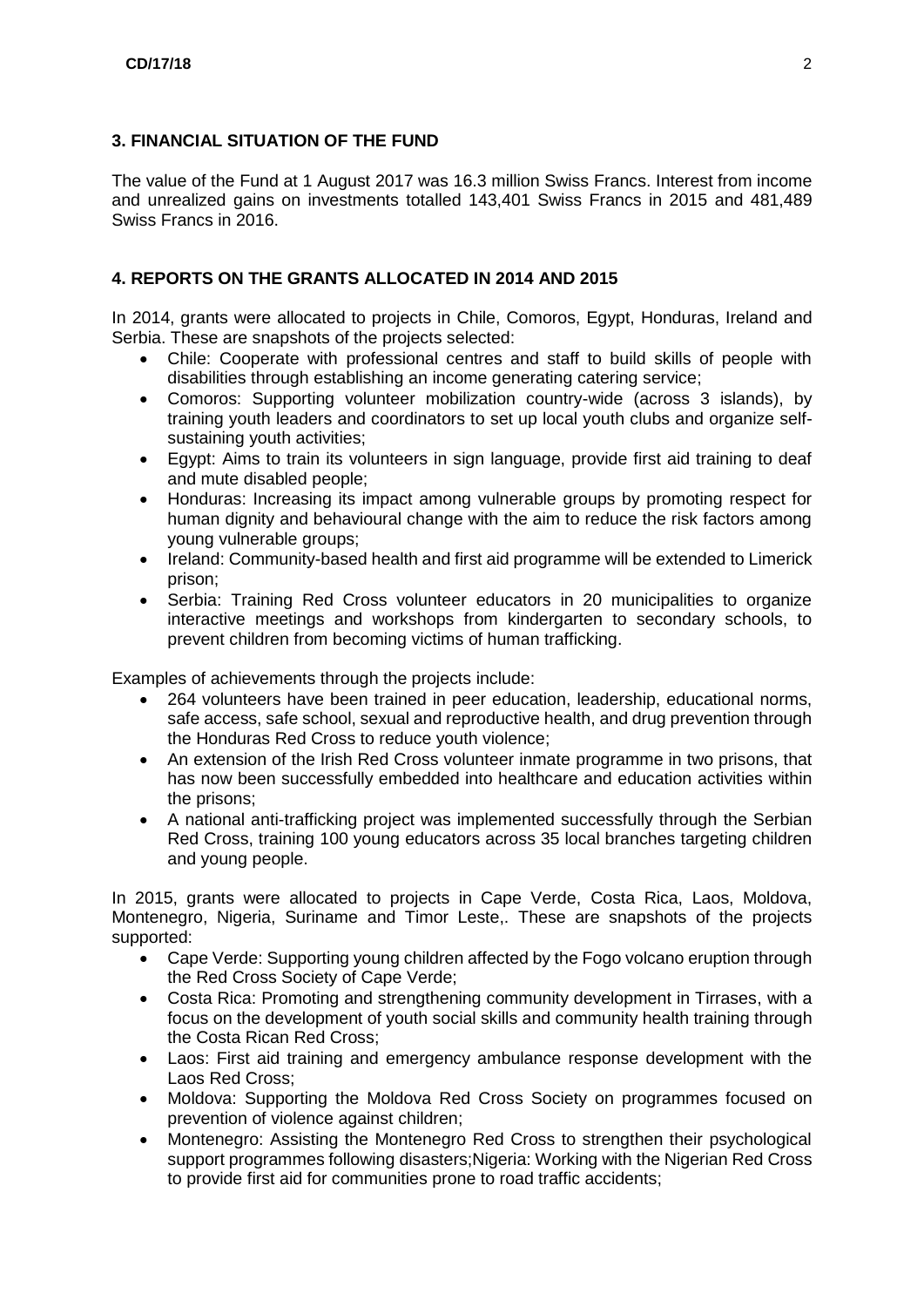## 3. FINANCIAL SITUATION OF THE FUND

The value of the Fund at 1 August 2017 was 16.3 million Swiss Francs. Interest from income and unrealized gains on investments totalled 143,401 Swiss Francs in 2015 and 481,489 Swiss Francs in 2016.

## 4. REPORTS ON THE GRANTS ALLOCATED IN 2014 AND 2015

In 2014, grants were allocated to projects in Chile, Comoros, Egypt, Honduras, Ireland and Serbia. These are snapshots of the projects selected:

- Chile: Cooperate with professional centres and staff to build skills of people with disabilities through establishing an income generating catering service;
- Comoros: Supporting volunteer mobilization country-wide (across 3 islands), by training youth leaders and coordinators to set up local youth clubs and organize self-sustaining youth activities;
- Egypt: Aims to train its volunteers in sign language, provide first aid training to deaf and mute disabled people;
- Honduras: Increasing its impact among vulnerable groups by promoting respect for human dignity and behavioural change with the aim to reduce the risk factors among young vulnerable groups;
- Ireland: Community-based health and first aid programme will be extended to Limerick prison;
- Serbia: Training Red Cross volunteer educators in 20 municipalities to organize interactive meetings and workshops from kindergarten to secondary schools, to prevent children from becoming victims of human trafficking.

Examples of achievements through the projects include:

- 264 volunteers have been trained in peer education, leadership, educational norms, safe access, safe school, sexual and reproductive health, and drug prevention through the Honduras Red Cross to reduce youth violence;
- An extension of the Irish Red Cross volunteer inmate programme in two prisons, that has now been successfully embedded into healthcare and education activities within the prisons;
- A national anti-trafficking project was implemented successfully through the Serbian Red Cross, training 100 young educators across 35 local branches targeting children and young people.

In 2015, grants were allocated to projects in Cape Verde, Costa Rica, Laos, Moldova, Montenegro, Nigeria, Suriname and Timor Leste,. These are snapshots of the projects supported:

- Cape Verde: Supporting young children affected by the Fogo volcano eruption through the Red Cross Society of Cape Verde;
- Costa Rica: Promoting and strengthening community development in Tirrases, with a focus on the development of youth social skills and community health training through the Costa Rican Red Cross;
- Laos: First aid training and emergency ambulance response development with the Laos Red Cross;
- Moldova: Supporting the Moldova Red Cross Society on programmes focused on prevention of violence against children;
- Montenegro: Assisting the Montenegro Red Cross to strengthen their psychological support programmes following disasters;Nigeria: Working with the Nigerian Red Cross to provide first aid for communities prone to road traffic accidents;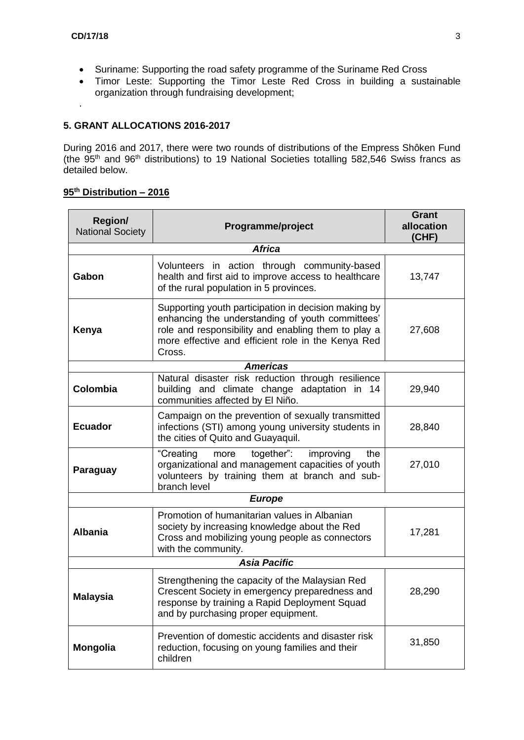- Suriname: Supporting the road safety programme of the Suriname Red Cross
- Timor Leste: Supporting the Timor Leste Red Cross in building a sustainable organization through fundraising development;

.

## 5. GRANT ALLOCATIONS 2016-2017

During 2016 and 2017, there were two rounds of distributions of the Empress Shôken Fund (the 95th and 96th distributions) to 19 National Societies totalling 582,546 Swiss francs as detailed below.

**95th Distribution – 2016**

| Region/ National Society | Programme/project | Grant allocation (CHF) |
|---|---|---|
| ***Africa*** | | |
| **Gabon** | Volunteers in action through community-based health and first aid to improve access to healthcare of the rural population in 5 provinces. | 13,747 |
| **Kenya** | Supporting youth participation in decision making by enhancing the understanding of youth committees' role and responsibility and enabling them to play a more effective and efficient role in the Kenya Red Cross. | 27,608 |
| ***Americas*** | | |
| **Colombia** | Natural disaster risk reduction through resilience building and climate change adaptation in 14 communities affected by El Niño. | 29,940 |
| **Ecuador** | Campaign on the prevention of sexually transmitted infections (STI) among young university students in the cities of Quito and Guayaquil. | 28,840 |
| **Paraguay** | "Creating more together": improving the organizational and management capacities of youth volunteers by training them at branch and sub-branch level | 27,010 |
| ***Europe*** | | |
| **Albania** | Promotion of humanitarian values in Albanian society by increasing knowledge about the Red Cross and mobilizing young people as connectors with the community. | 17,281 |
| ***Asia Pacific*** | | |
| **Malaysia** | Strengthening the capacity of the Malaysian Red Crescent Society in emergency preparedness and response by training a Rapid Deployment Squad and by purchasing proper equipment. | 28,290 |
| **Mongolia** | Prevention of domestic accidents and disaster risk reduction, focusing on young families and their children | 31,850 |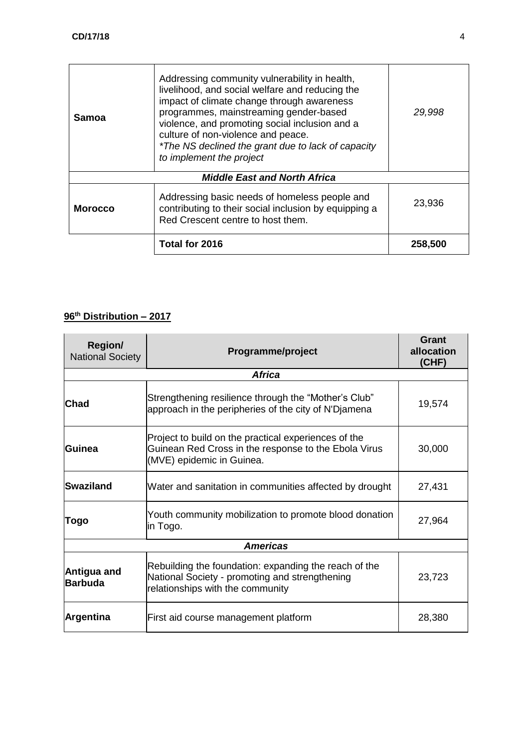| | | |
|---|---|---|
| **Samoa** | Addressing community vulnerability in health, livelihood, and social welfare and reducing the impact of climate change through awareness programmes, mainstreaming gender-based violence, and promoting social inclusion and a culture of non-violence and peace. *\*The NS declined the grant due to lack of capacity to implement the project* | *29,998* |
| ***Middle East and North Africa*** | | |
| **Morocco** | Addressing basic needs of homeless people and contributing to their social inclusion by equipping a Red Crescent centre to host them. | 23,936 |
| | **Total for 2016** | **258,500** |

## 96th Distribution – 2017

| Region/ National Society | Programme/project | Grant allocation (CHF) |
|---|---|---|
| ***Africa*** | | |
| **Chad** | Strengthening resilience through the "Mother's Club" approach in the peripheries of the city of N'Djamena | 19,574 |
| **Guinea** | Project to build on the practical experiences of the Guinean Red Cross in the response to the Ebola Virus (MVE) epidemic in Guinea. | 30,000 |
| **Swaziland** | Water and sanitation in communities affected by drought | 27,431 |
| **Togo** | Youth community mobilization to promote blood donation in Togo. | 27,964 |
| ***Americas*** | | |
| **Antigua and Barbuda** | Rebuilding the foundation: expanding the reach of the National Society - promoting and strengthening relationships with the community | 23,723 |
| **Argentina** | First aid course management platform | 28,380 |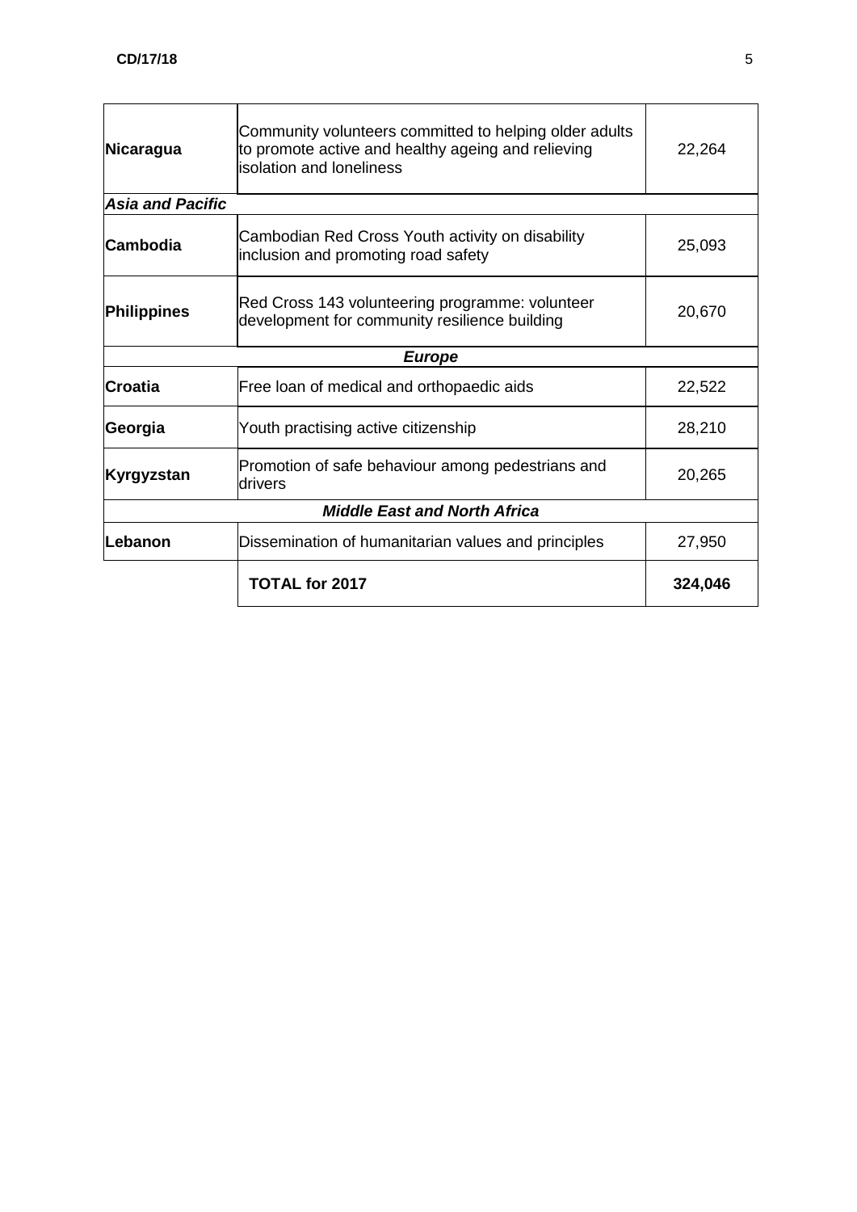| | | |
|---|---|---|
| **Nicaragua** | Community volunteers committed to helping older adults to promote active and healthy ageing and relieving isolation and loneliness | 22,264 |
| ***Asia and Pacific*** | | |
| **Cambodia** | Cambodian Red Cross Youth activity on disability inclusion and promoting road safety | 25,093 |
| **Philippines** | Red Cross 143 volunteering programme: volunteer development for community resilience building | 20,670 |
| | ***Europe*** | |
| **Croatia** | Free loan of medical and orthopaedic aids | 22,522 |
| **Georgia** | Youth practising active citizenship | 28,210 |
| **Kyrgyzstan** | Promotion of safe behaviour among pedestrians and drivers | 20,265 |
| | ***Middle East and North Africa*** | |
| **Lebanon** | Dissemination of humanitarian values and principles | 27,950 |
| | **TOTAL for 2017** | **324,046** |